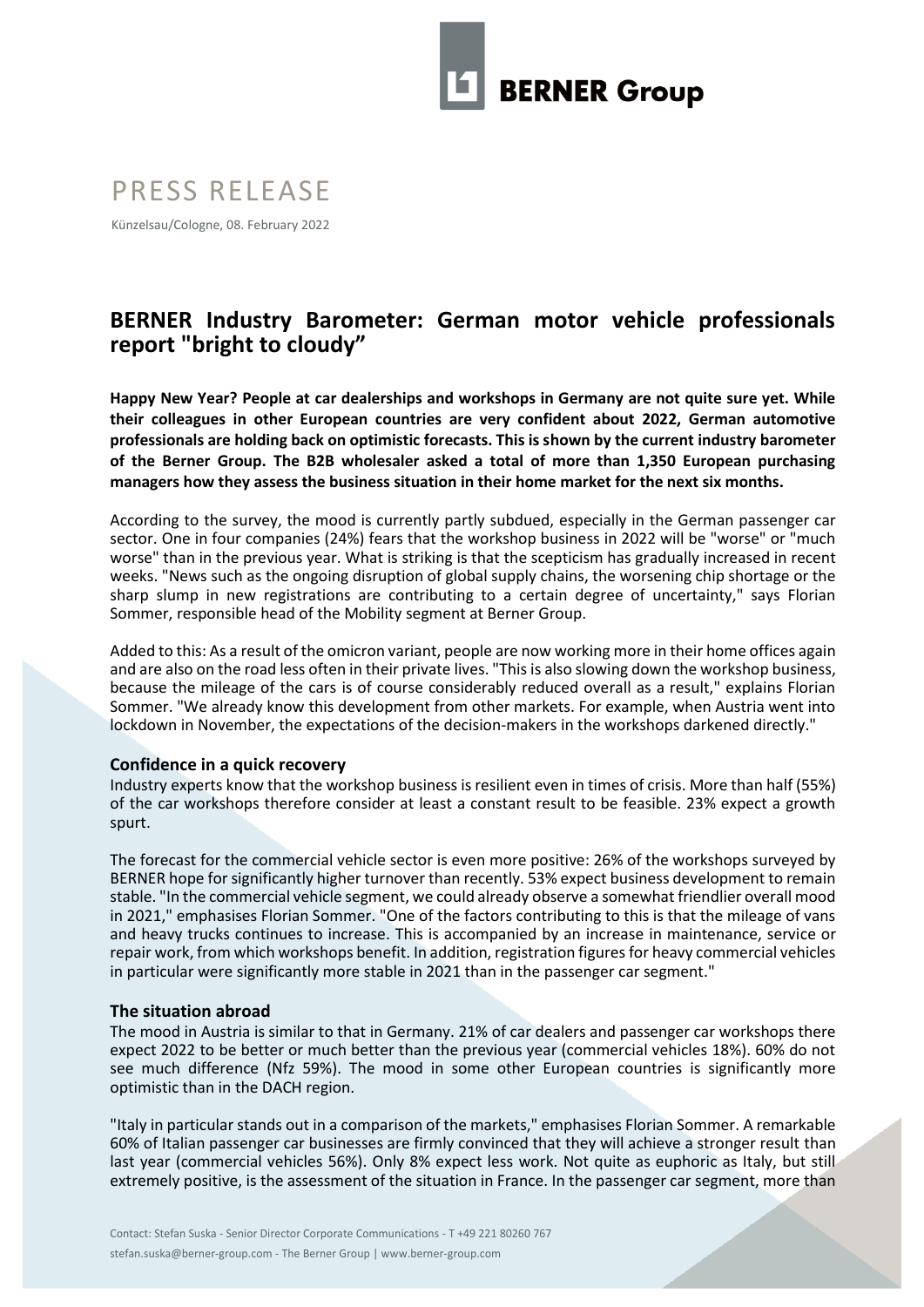PRESS RELEASE

Künzelsau/Cologne, 08. February 2022

## BERNER Industry Barometer: German motor vehicle professionals report "bright to cloudy"

**Happy New Year? People at car dealerships and workshops in Germany are not quite sure yet. While their colleagues in other European countries are very confident about 2022, German automotive professionals are holding back on optimistic forecasts. This is shown by the current industry barometer of the Berner Group. The B2B wholesaler asked a total of more than 1,350 European purchasing managers how they assess the business situation in their home market for the next six months.**

According to the survey, the mood is currently partly subdued, especially in the German passenger car sector. One in four companies (24%) fears that the workshop business in 2022 will be "worse" or "much worse" than in the previous year. What is striking is that the scepticism has gradually increased in recent weeks. "News such as the ongoing disruption of global supply chains, the worsening chip shortage or the sharp slump in new registrations are contributing to a certain degree of uncertainty," says Florian Sommer, responsible head of the Mobility segment at Berner Group.

Added to this: As a result of the omicron variant, people are now working more in their home offices again and are also on the road less often in their private lives. "This is also slowing down the workshop business, because the mileage of the cars is of course considerably reduced overall as a result," explains Florian Sommer. "We already know this development from other markets. For example, when Austria went into lockdown in November, the expectations of the decision-makers in the workshops darkened directly."

### Confidence in a quick recovery

Industry experts know that the workshop business is resilient even in times of crisis. More than half (55%) of the car workshops therefore consider at least a constant result to be feasible. 23% expect a growth spurt.

The forecast for the commercial vehicle sector is even more positive: 26% of the workshops surveyed by BERNER hope for significantly higher turnover than recently. 53% expect business development to remain stable. "In the commercial vehicle segment, we could already observe a somewhat friendlier overall mood in 2021," emphasises Florian Sommer. "One of the factors contributing to this is that the mileage of vans and heavy trucks continues to increase. This is accompanied by an increase in maintenance, service or repair work, from which workshops benefit. In addition, registration figures for heavy commercial vehicles in particular were significantly more stable in 2021 than in the passenger car segment."

### The situation abroad

The mood in Austria is similar to that in Germany. 21% of car dealers and passenger car workshops there expect 2022 to be better or much better than the previous year (commercial vehicles 18%). 60% do not see much difference (Nfz 59%). The mood in some other European countries is significantly more optimistic than in the DACH region.

"Italy in particular stands out in a comparison of the markets," emphasises Florian Sommer. A remarkable 60% of Italian passenger car businesses are firmly convinced that they will achieve a stronger result than last year (commercial vehicles 56%). Only 8% expect less work. Not quite as euphoric as Italy, but still extremely positive, is the assessment of the situation in France. In the passenger car segment, more than

Contact: Stefan Suska - Senior Director Corporate Communications - T +49 221 80260 767

stefan.suska@berner-group.com - The Berner Group | www.berner-group.com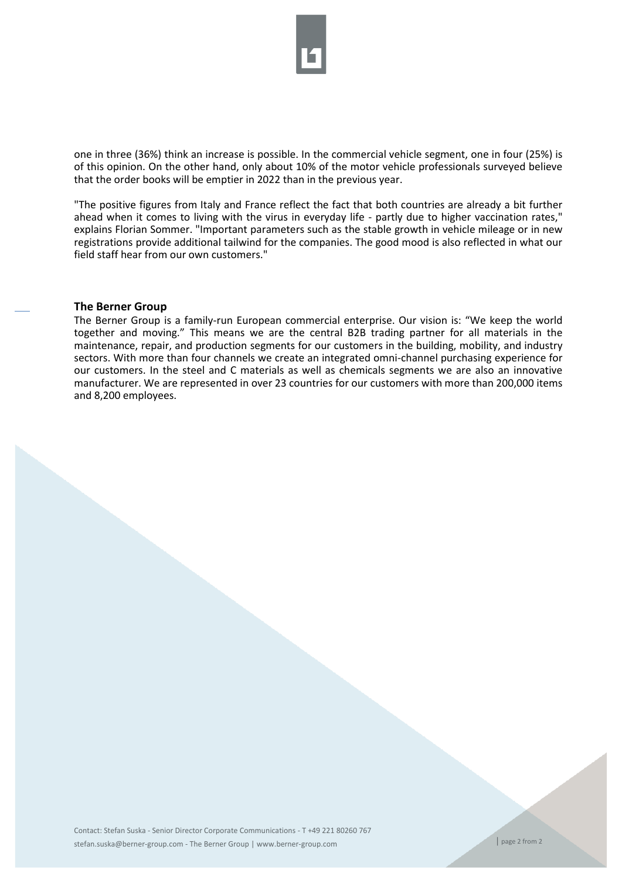one in three (36%) think an increase is possible. In the commercial vehicle segment, one in four (25%) is of this opinion. On the other hand, only about 10% of the motor vehicle professionals surveyed believe that the order books will be emptier in 2022 than in the previous year.

"The positive figures from Italy and France reflect the fact that both countries are already a bit further ahead when it comes to living with the virus in everyday life - partly due to higher vaccination rates," explains Florian Sommer. "Important parameters such as the stable growth in vehicle mileage or in new registrations provide additional tailwind for the companies. The good mood is also reflected in what our field staff hear from our own customers."

## The Berner Group

The Berner Group is a family-run European commercial enterprise. Our vision is: "We keep the world together and moving." This means we are the central B2B trading partner for all materials in the maintenance, repair, and production segments for our customers in the building, mobility, and industry sectors. With more than four channels we create an integrated omni-channel purchasing experience for our customers. In the steel and C materials as well as chemicals segments we are also an innovative manufacturer. We are represented in over 23 countries for our customers with more than 200,000 items and 8,200 employees.

Contact: Stefan Suska - Senior Director Corporate Communications - T +49 221 80260 767
stefan.suska@berner-group.com - The Berner Group | www.berner-group.com